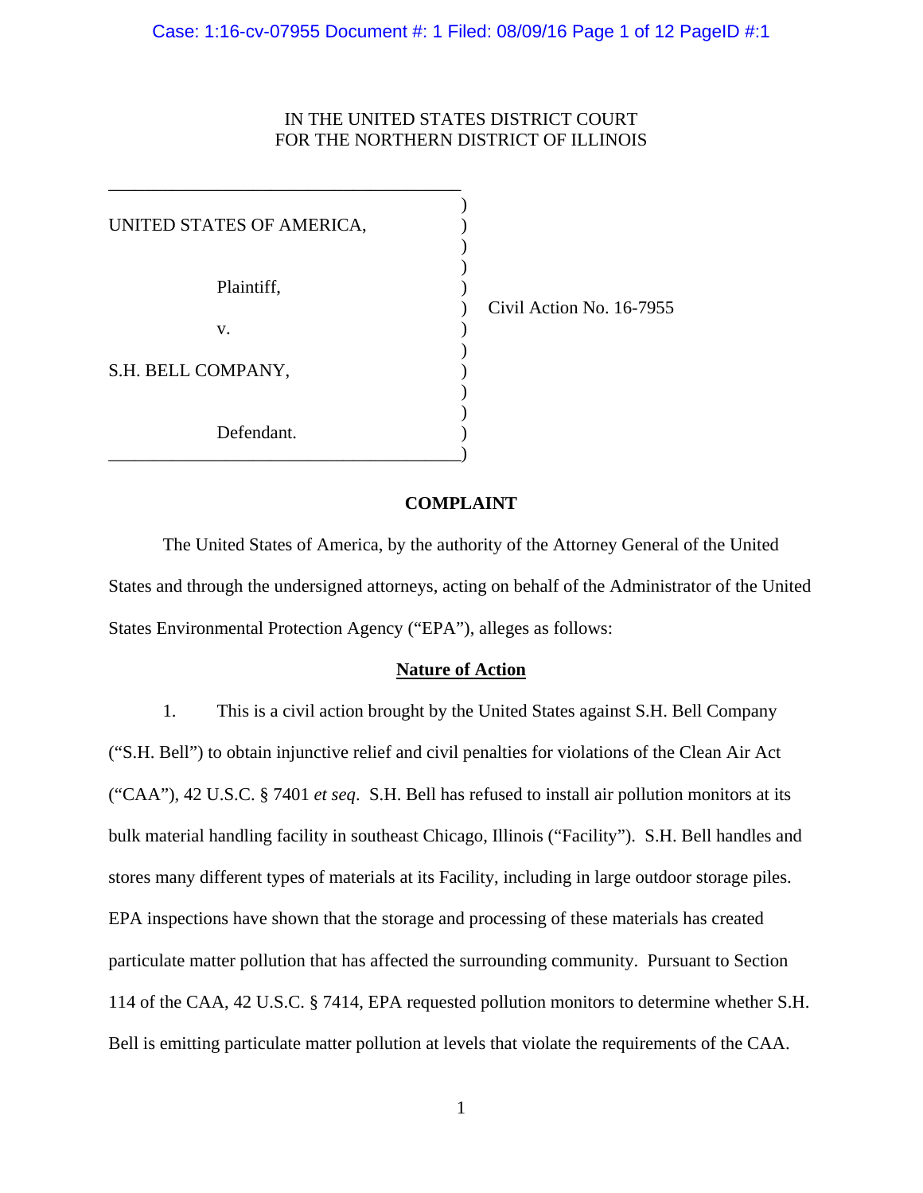IN THE UNITED STATES DISTRICT COURT
FOR THE NORTHERN DISTRICT OF ILLINOIS

UNITED STATES OF AMERICA,

Plaintiff,

v.

S.H. BELL COMPANY,

Defendant.

Civil Action No. 16-7955

## COMPLAINT

The United States of America, by the authority of the Attorney General of the United States and through the undersigned attorneys, acting on behalf of the Administrator of the United States Environmental Protection Agency ("EPA"), alleges as follows:

### Nature of Action

1. This is a civil action brought by the United States against S.H. Bell Company ("S.H. Bell") to obtain injunctive relief and civil penalties for violations of the Clean Air Act ("CAA"), 42 U.S.C. § 7401 *et seq*. S.H. Bell has refused to install air pollution monitors at its bulk material handling facility in southeast Chicago, Illinois ("Facility"). S.H. Bell handles and stores many different types of materials at its Facility, including in large outdoor storage piles. EPA inspections have shown that the storage and processing of these materials has created particulate matter pollution that has affected the surrounding community. Pursuant to Section 114 of the CAA, 42 U.S.C. § 7414, EPA requested pollution monitors to determine whether S.H. Bell is emitting particulate matter pollution at levels that violate the requirements of the CAA.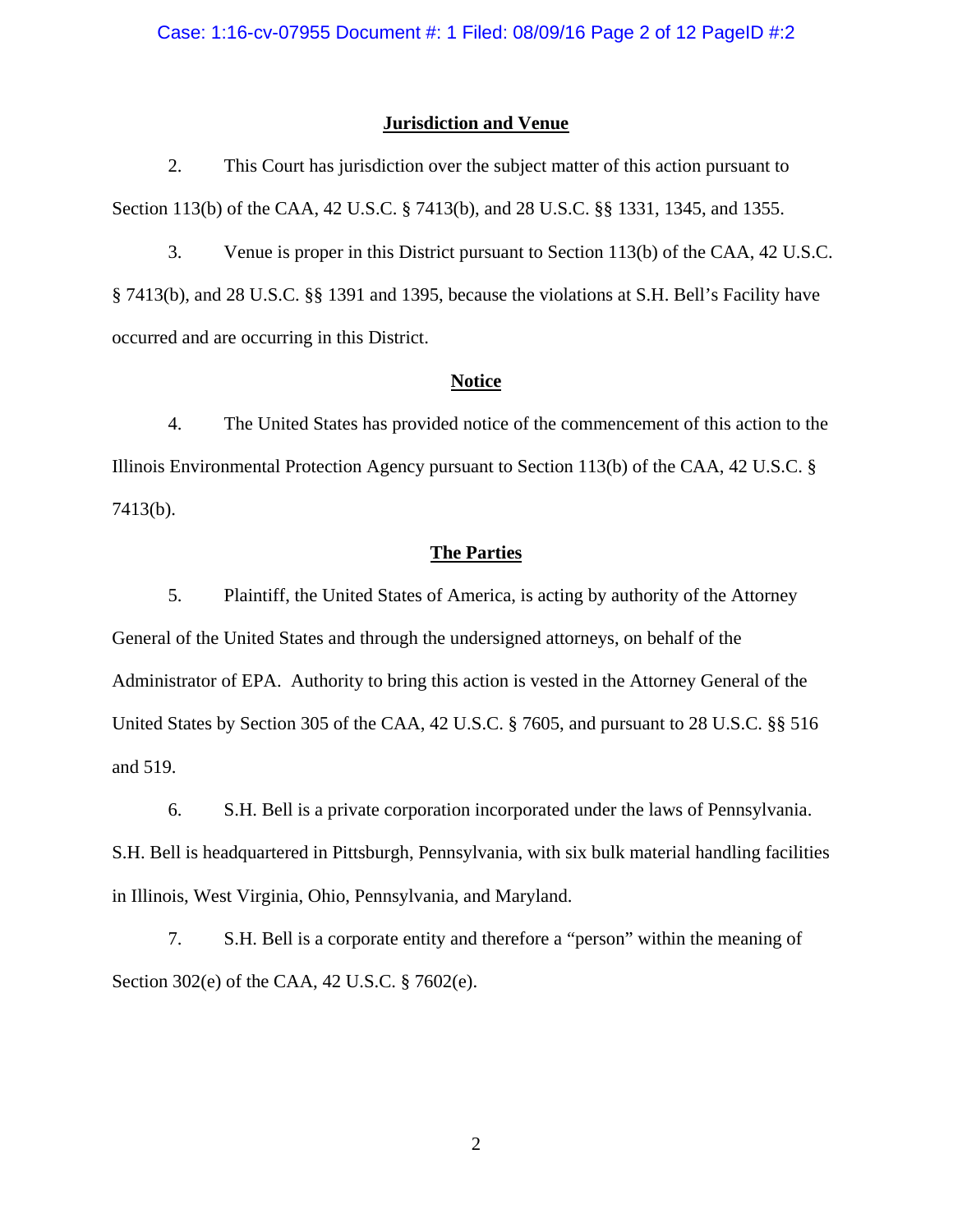## Jurisdiction and Venue

2. This Court has jurisdiction over the subject matter of this action pursuant to Section 113(b) of the CAA, 42 U.S.C. § 7413(b), and 28 U.S.C. §§ 1331, 1345, and 1355.

3. Venue is proper in this District pursuant to Section 113(b) of the CAA, 42 U.S.C. § 7413(b), and 28 U.S.C. §§ 1391 and 1395, because the violations at S.H. Bell's Facility have occurred and are occurring in this District.

## Notice

4. The United States has provided notice of the commencement of this action to the Illinois Environmental Protection Agency pursuant to Section 113(b) of the CAA, 42 U.S.C. § 7413(b).

## The Parties

5. Plaintiff, the United States of America, is acting by authority of the Attorney General of the United States and through the undersigned attorneys, on behalf of the Administrator of EPA. Authority to bring this action is vested in the Attorney General of the United States by Section 305 of the CAA, 42 U.S.C. § 7605, and pursuant to 28 U.S.C. §§ 516 and 519.

6. S.H. Bell is a private corporation incorporated under the laws of Pennsylvania. S.H. Bell is headquartered in Pittsburgh, Pennsylvania, with six bulk material handling facilities in Illinois, West Virginia, Ohio, Pennsylvania, and Maryland.

7. S.H. Bell is a corporate entity and therefore a "person" within the meaning of Section 302(e) of the CAA, 42 U.S.C. § 7602(e).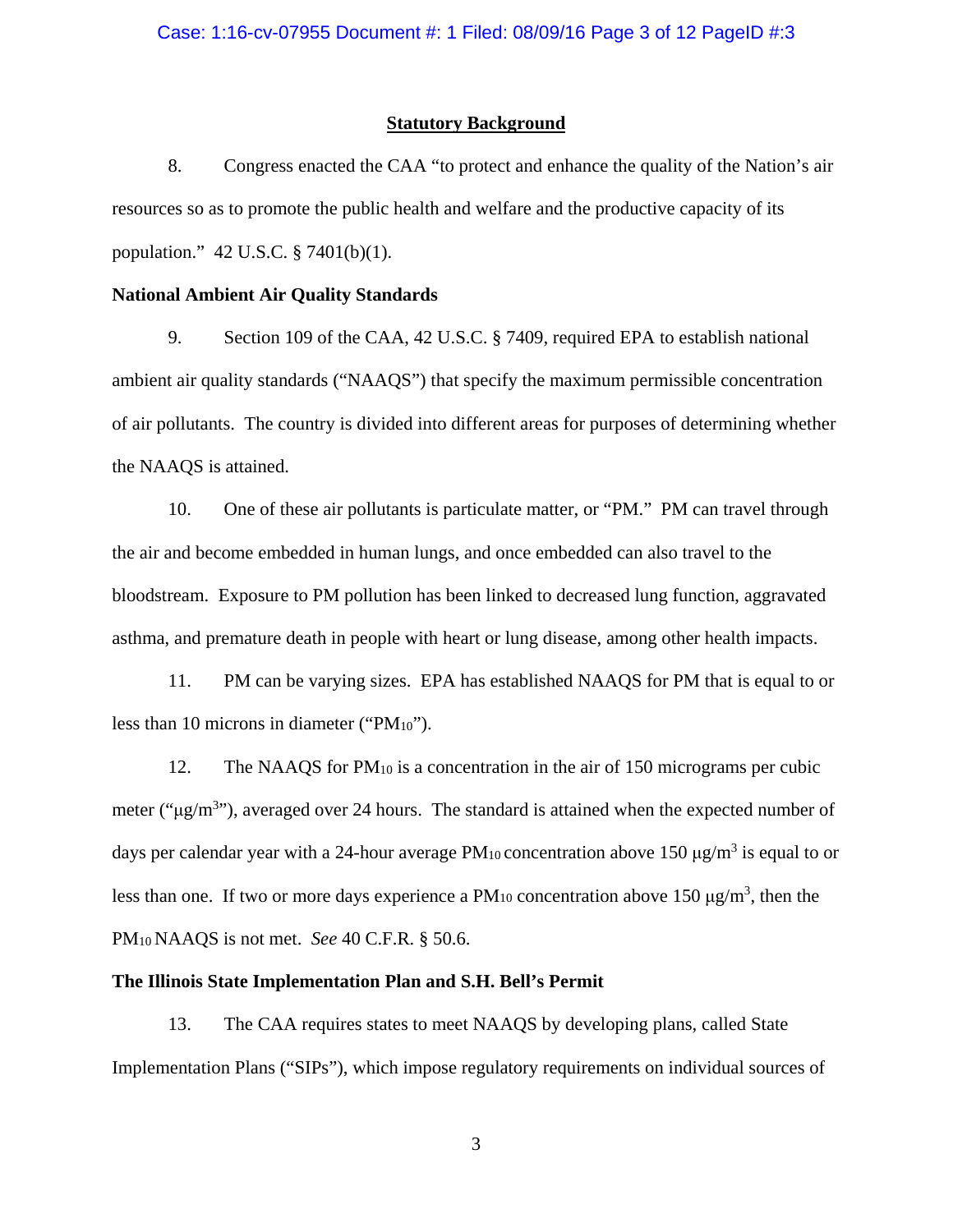## Statutory Background

8. Congress enacted the CAA "to protect and enhance the quality of the Nation's air resources so as to promote the public health and welfare and the productive capacity of its population." 42 U.S.C. § 7401(b)(1).

**National Ambient Air Quality Standards**

9. Section 109 of the CAA, 42 U.S.C. § 7409, required EPA to establish national ambient air quality standards ("NAAQS") that specify the maximum permissible concentration of air pollutants. The country is divided into different areas for purposes of determining whether the NAAQS is attained.

10. One of these air pollutants is particulate matter, or "PM." PM can travel through the air and become embedded in human lungs, and once embedded can also travel to the bloodstream. Exposure to PM pollution has been linked to decreased lung function, aggravated asthma, and premature death in people with heart or lung disease, among other health impacts.

11. PM can be varying sizes. EPA has established NAAQS for PM that is equal to or less than 10 microns in diameter ("$PM_{10}$").

12. The NAAQS for $PM_{10}$ is a concentration in the air of 150 micrograms per cubic meter ("$\mu g/m^3$"), averaged over 24 hours. The standard is attained when the expected number of days per calendar year with a 24-hour average $PM_{10}$ concentration above 150 $\mu g/m^3$ is equal to or less than one. If two or more days experience a $PM_{10}$ concentration above 150 $\mu g/m^3$, then the $PM_{10}$ NAAQS is not met. *See* 40 C.F.R. § 50.6.

**The Illinois State Implementation Plan and S.H. Bell's Permit**

13. The CAA requires states to meet NAAQS by developing plans, called State Implementation Plans ("SIPs"), which impose regulatory requirements on individual sources of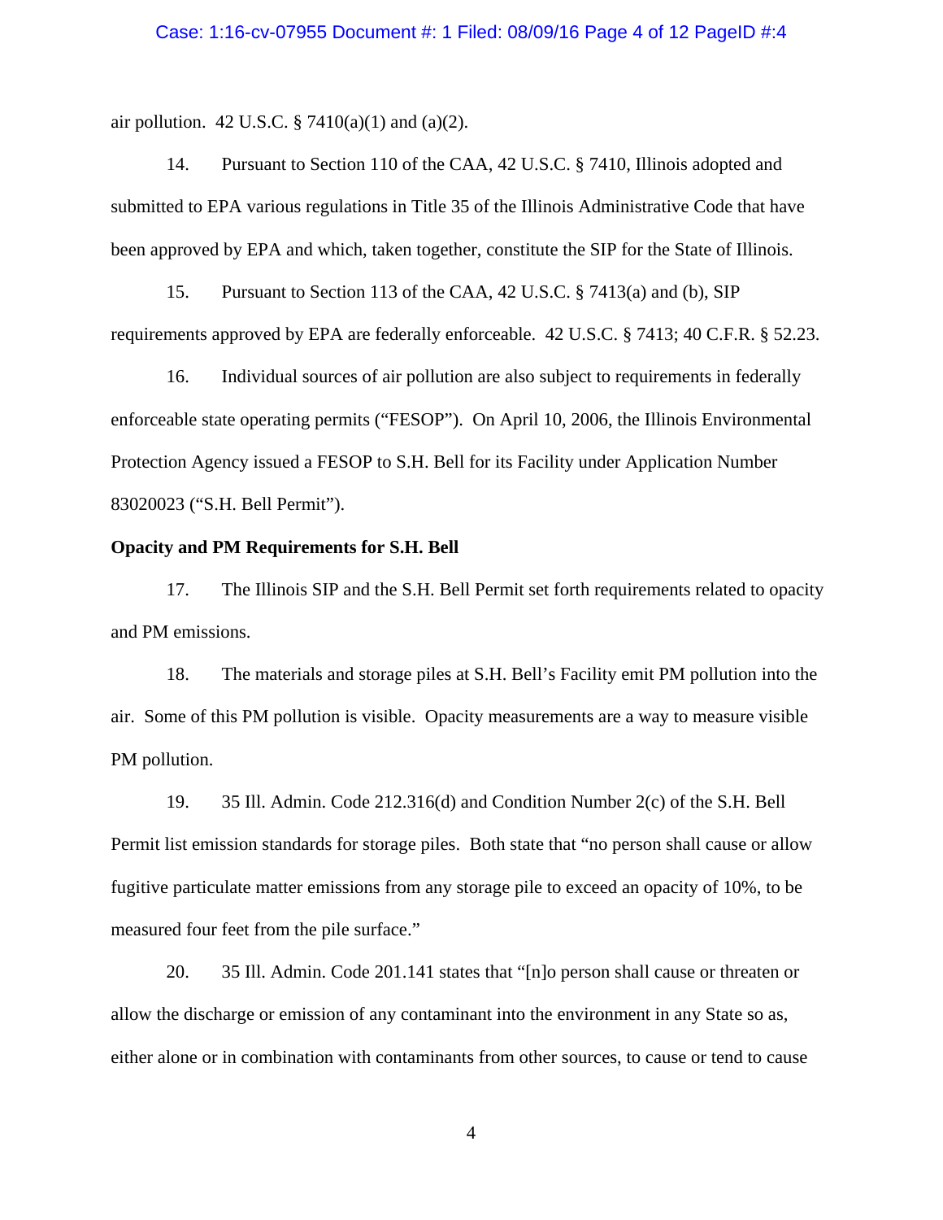air pollution. 42 U.S.C. § 7410(a)(1) and (a)(2).

14. Pursuant to Section 110 of the CAA, 42 U.S.C. § 7410, Illinois adopted and submitted to EPA various regulations in Title 35 of the Illinois Administrative Code that have been approved by EPA and which, taken together, constitute the SIP for the State of Illinois.

15. Pursuant to Section 113 of the CAA, 42 U.S.C. § 7413(a) and (b), SIP requirements approved by EPA are federally enforceable. 42 U.S.C. § 7413; 40 C.F.R. § 52.23.

16. Individual sources of air pollution are also subject to requirements in federally enforceable state operating permits ("FESOP"). On April 10, 2006, the Illinois Environmental Protection Agency issued a FESOP to S.H. Bell for its Facility under Application Number 83020023 ("S.H. Bell Permit").

**Opacity and PM Requirements for S.H. Bell**

17. The Illinois SIP and the S.H. Bell Permit set forth requirements related to opacity and PM emissions.

18. The materials and storage piles at S.H. Bell's Facility emit PM pollution into the air. Some of this PM pollution is visible. Opacity measurements are a way to measure visible PM pollution.

19. 35 Ill. Admin. Code 212.316(d) and Condition Number 2(c) of the S.H. Bell Permit list emission standards for storage piles. Both state that "no person shall cause or allow fugitive particulate matter emissions from any storage pile to exceed an opacity of 10%, to be measured four feet from the pile surface."

20. 35 Ill. Admin. Code 201.141 states that "[n]o person shall cause or threaten or allow the discharge or emission of any contaminant into the environment in any State so as, either alone or in combination with contaminants from other sources, to cause or tend to cause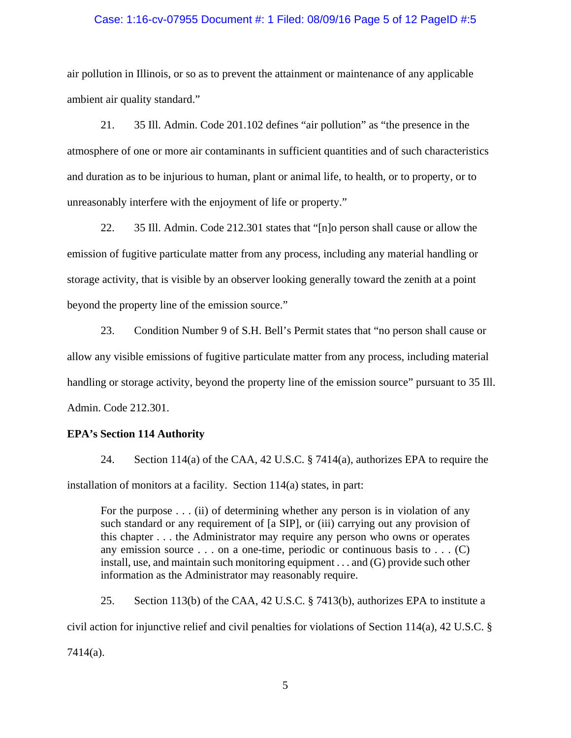air pollution in Illinois, or so as to prevent the attainment or maintenance of any applicable ambient air quality standard."

21. 35 Ill. Admin. Code 201.102 defines "air pollution" as "the presence in the atmosphere of one or more air contaminants in sufficient quantities and of such characteristics and duration as to be injurious to human, plant or animal life, to health, or to property, or to unreasonably interfere with the enjoyment of life or property."

22. 35 Ill. Admin. Code 212.301 states that "[n]o person shall cause or allow the emission of fugitive particulate matter from any process, including any material handling or storage activity, that is visible by an observer looking generally toward the zenith at a point beyond the property line of the emission source."

23. Condition Number 9 of S.H. Bell's Permit states that "no person shall cause or allow any visible emissions of fugitive particulate matter from any process, including material handling or storage activity, beyond the property line of the emission source" pursuant to 35 Ill. Admin. Code 212.301.

**EPA's Section 114 Authority**

24. Section 114(a) of the CAA, 42 U.S.C. § 7414(a), authorizes EPA to require the installation of monitors at a facility. Section 114(a) states, in part:

> For the purpose . . . (ii) of determining whether any person is in violation of any such standard or any requirement of [a SIP], or (iii) carrying out any provision of this chapter . . . the Administrator may require any person who owns or operates any emission source . . . on a one-time, periodic or continuous basis to . . . (C) install, use, and maintain such monitoring equipment . . . and (G) provide such other information as the Administrator may reasonably require.

25. Section 113(b) of the CAA, 42 U.S.C. § 7413(b), authorizes EPA to institute a civil action for injunctive relief and civil penalties for violations of Section 114(a), 42 U.S.C. § 7414(a).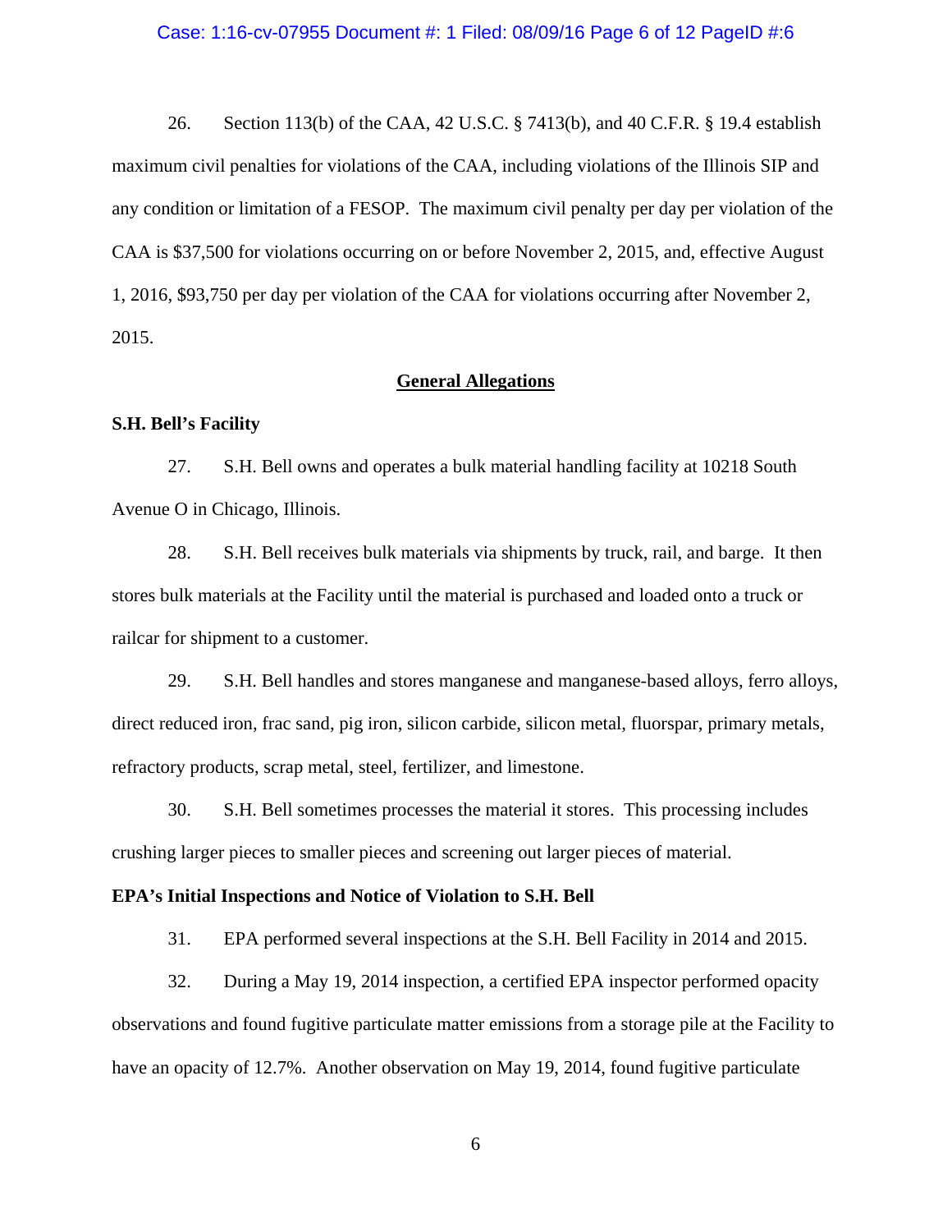26. Section 113(b) of the CAA, 42 U.S.C. § 7413(b), and 40 C.F.R. § 19.4 establish maximum civil penalties for violations of the CAA, including violations of the Illinois SIP and any condition or limitation of a FESOP. The maximum civil penalty per day per violation of the CAA is $37,500 for violations occurring on or before November 2, 2015, and, effective August 1, 2016, $93,750 per day per violation of the CAA for violations occurring after November 2, 2015.

## General Allegations

### S.H. Bell's Facility

27. S.H. Bell owns and operates a bulk material handling facility at 10218 South Avenue O in Chicago, Illinois.

28. S.H. Bell receives bulk materials via shipments by truck, rail, and barge. It then stores bulk materials at the Facility until the material is purchased and loaded onto a truck or railcar for shipment to a customer.

29. S.H. Bell handles and stores manganese and manganese-based alloys, ferro alloys, direct reduced iron, frac sand, pig iron, silicon carbide, silicon metal, fluorspar, primary metals, refractory products, scrap metal, steel, fertilizer, and limestone.

30. S.H. Bell sometimes processes the material it stores. This processing includes crushing larger pieces to smaller pieces and screening out larger pieces of material.

### EPA's Initial Inspections and Notice of Violation to S.H. Bell

31. EPA performed several inspections at the S.H. Bell Facility in 2014 and 2015.

32. During a May 19, 2014 inspection, a certified EPA inspector performed opacity observations and found fugitive particulate matter emissions from a storage pile at the Facility to have an opacity of 12.7%. Another observation on May 19, 2014, found fugitive particulate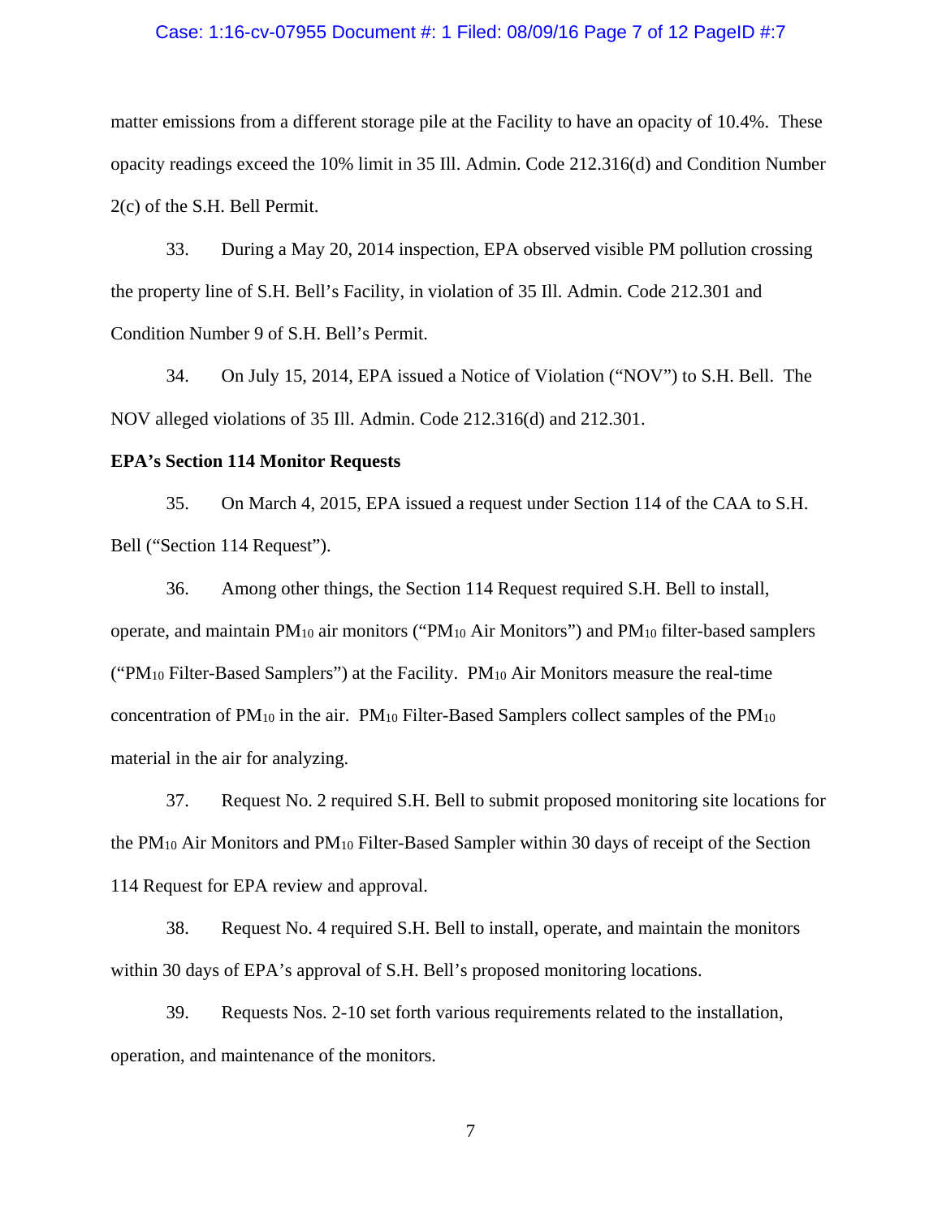matter emissions from a different storage pile at the Facility to have an opacity of 10.4%. These opacity readings exceed the 10% limit in 35 Ill. Admin. Code 212.316(d) and Condition Number 2(c) of the S.H. Bell Permit.

33. During a May 20, 2014 inspection, EPA observed visible PM pollution crossing the property line of S.H. Bell's Facility, in violation of 35 Ill. Admin. Code 212.301 and Condition Number 9 of S.H. Bell's Permit.

34. On July 15, 2014, EPA issued a Notice of Violation ("NOV") to S.H. Bell. The NOV alleged violations of 35 Ill. Admin. Code 212.316(d) and 212.301.

**EPA's Section 114 Monitor Requests**

35. On March 4, 2015, EPA issued a request under Section 114 of the CAA to S.H. Bell ("Section 114 Request").

36. Among other things, the Section 114 Request required S.H. Bell to install, operate, and maintain $PM_{10}$ air monitors ("$PM_{10}$ Air Monitors") and $PM_{10}$ filter-based samplers ("$PM_{10}$ Filter-Based Samplers") at the Facility. $PM_{10}$ Air Monitors measure the real-time concentration of $PM_{10}$ in the air. $PM_{10}$ Filter-Based Samplers collect samples of the $PM_{10}$ material in the air for analyzing.

37. Request No. 2 required S.H. Bell to submit proposed monitoring site locations for the $PM_{10}$ Air Monitors and $PM_{10}$ Filter-Based Sampler within 30 days of receipt of the Section 114 Request for EPA review and approval.

38. Request No. 4 required S.H. Bell to install, operate, and maintain the monitors within 30 days of EPA's approval of S.H. Bell's proposed monitoring locations.

39. Requests Nos. 2-10 set forth various requirements related to the installation, operation, and maintenance of the monitors.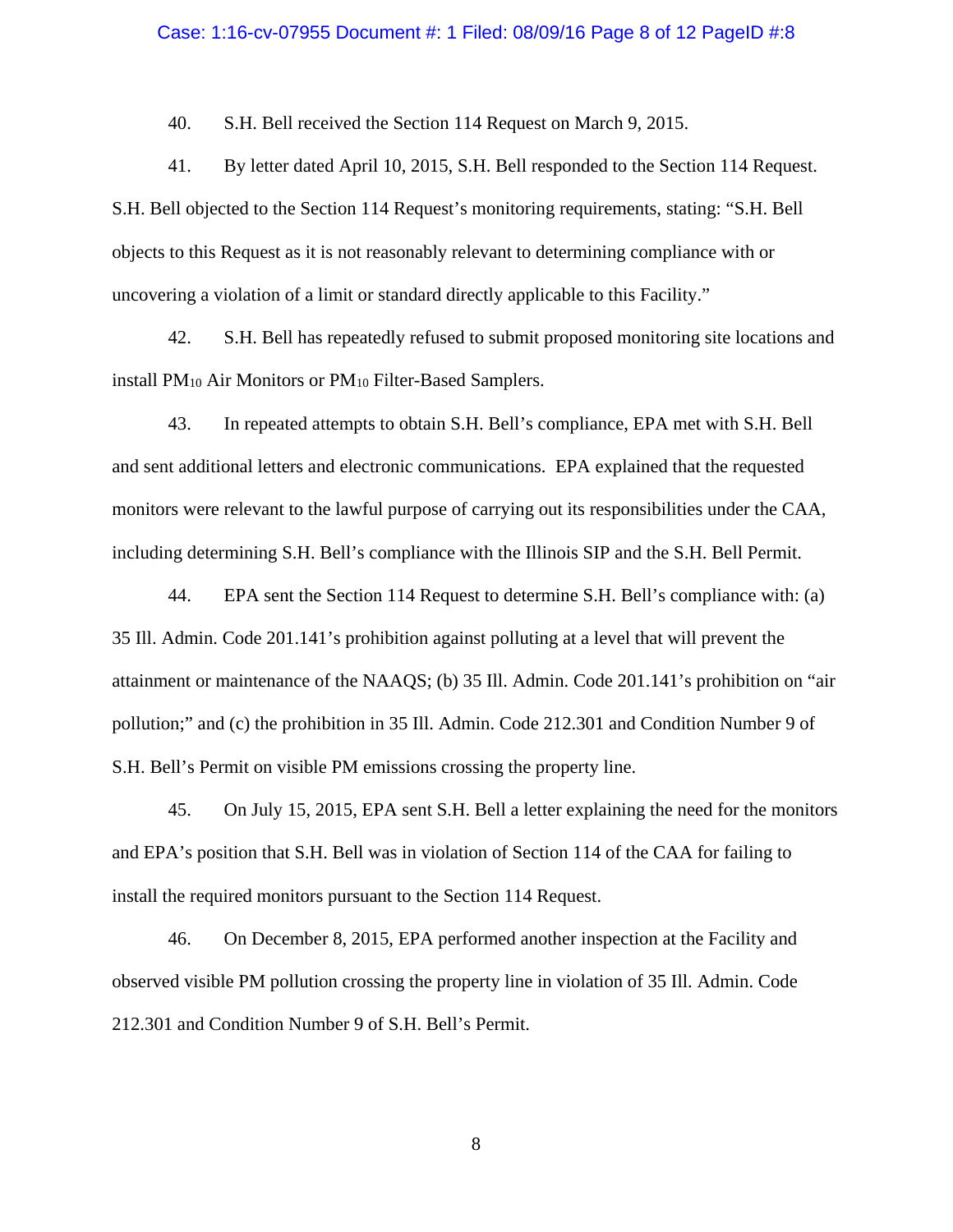40. S.H. Bell received the Section 114 Request on March 9, 2015.

41. By letter dated April 10, 2015, S.H. Bell responded to the Section 114 Request. S.H. Bell objected to the Section 114 Request's monitoring requirements, stating: "S.H. Bell objects to this Request as it is not reasonably relevant to determining compliance with or uncovering a violation of a limit or standard directly applicable to this Facility."

42. S.H. Bell has repeatedly refused to submit proposed monitoring site locations and install $PM_{10}$ Air Monitors or $PM_{10}$ Filter-Based Samplers.

43. In repeated attempts to obtain S.H. Bell's compliance, EPA met with S.H. Bell and sent additional letters and electronic communications. EPA explained that the requested monitors were relevant to the lawful purpose of carrying out its responsibilities under the CAA, including determining S.H. Bell's compliance with the Illinois SIP and the S.H. Bell Permit.

44. EPA sent the Section 114 Request to determine S.H. Bell's compliance with: (a) 35 Ill. Admin. Code 201.141's prohibition against polluting at a level that will prevent the attainment or maintenance of the NAAQS; (b) 35 Ill. Admin. Code 201.141's prohibition on "air pollution;" and (c) the prohibition in 35 Ill. Admin. Code 212.301 and Condition Number 9 of S.H. Bell's Permit on visible PM emissions crossing the property line.

45. On July 15, 2015, EPA sent S.H. Bell a letter explaining the need for the monitors and EPA's position that S.H. Bell was in violation of Section 114 of the CAA for failing to install the required monitors pursuant to the Section 114 Request.

46. On December 8, 2015, EPA performed another inspection at the Facility and observed visible PM pollution crossing the property line in violation of 35 Ill. Admin. Code 212.301 and Condition Number 9 of S.H. Bell's Permit.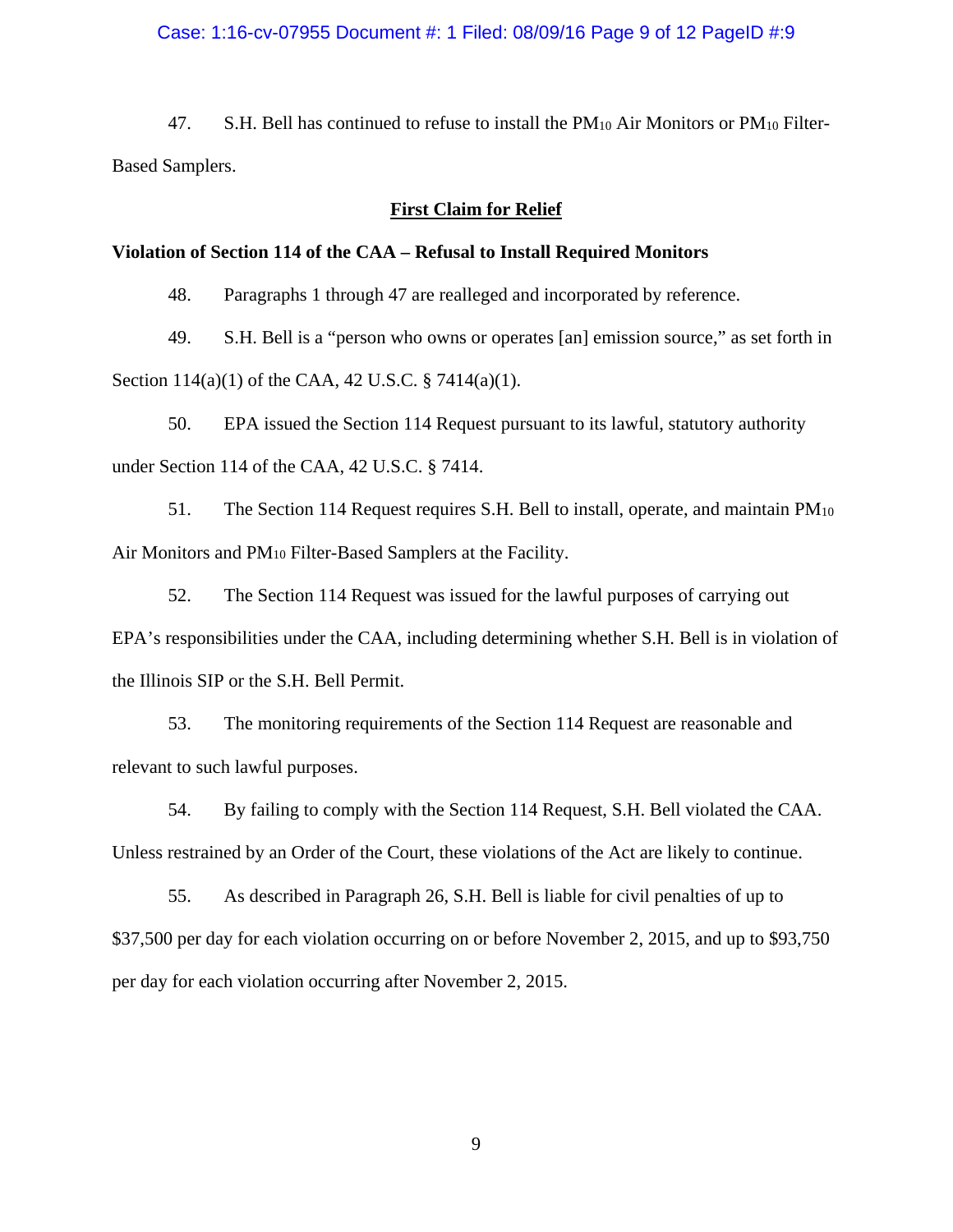47. S.H. Bell has continued to refuse to install the $PM_{10}$ Air Monitors or $PM_{10}$ Filter-Based Samplers.

## First Claim for Relief

**Violation of Section 114 of the CAA – Refusal to Install Required Monitors**

48. Paragraphs 1 through 47 are realleged and incorporated by reference.

49. S.H. Bell is a "person who owns or operates [an] emission source," as set forth in Section 114(a)(1) of the CAA, 42 U.S.C. § 7414(a)(1).

50. EPA issued the Section 114 Request pursuant to its lawful, statutory authority under Section 114 of the CAA, 42 U.S.C. § 7414.

51. The Section 114 Request requires S.H. Bell to install, operate, and maintain $PM_{10}$ Air Monitors and $PM_{10}$ Filter-Based Samplers at the Facility.

52. The Section 114 Request was issued for the lawful purposes of carrying out EPA's responsibilities under the CAA, including determining whether S.H. Bell is in violation of the Illinois SIP or the S.H. Bell Permit.

53. The monitoring requirements of the Section 114 Request are reasonable and relevant to such lawful purposes.

54. By failing to comply with the Section 114 Request, S.H. Bell violated the CAA. Unless restrained by an Order of the Court, these violations of the Act are likely to continue.

55. As described in Paragraph 26, S.H. Bell is liable for civil penalties of up to $37,500 per day for each violation occurring on or before November 2, 2015, and up to $93,750 per day for each violation occurring after November 2, 2015.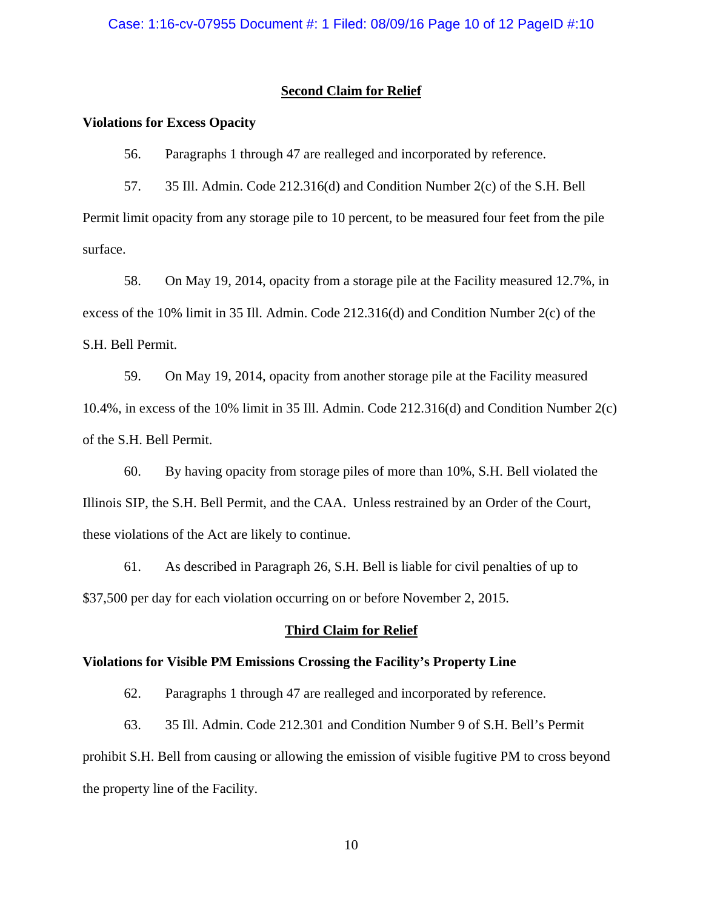## Second Claim for Relief

**Violations for Excess Opacity**

56. Paragraphs 1 through 47 are realleged and incorporated by reference.

57. 35 Ill. Admin. Code 212.316(d) and Condition Number 2(c) of the S.H. Bell Permit limit opacity from any storage pile to 10 percent, to be measured four feet from the pile surface.

58. On May 19, 2014, opacity from a storage pile at the Facility measured 12.7%, in excess of the 10% limit in 35 Ill. Admin. Code 212.316(d) and Condition Number 2(c) of the S.H. Bell Permit.

59. On May 19, 2014, opacity from another storage pile at the Facility measured 10.4%, in excess of the 10% limit in 35 Ill. Admin. Code 212.316(d) and Condition Number 2(c) of the S.H. Bell Permit.

60. By having opacity from storage piles of more than 10%, S.H. Bell violated the Illinois SIP, the S.H. Bell Permit, and the CAA. Unless restrained by an Order of the Court, these violations of the Act are likely to continue.

61. As described in Paragraph 26, S.H. Bell is liable for civil penalties of up to $37,500 per day for each violation occurring on or before November 2, 2015.

## Third Claim for Relief

**Violations for Visible PM Emissions Crossing the Facility's Property Line**

62. Paragraphs 1 through 47 are realleged and incorporated by reference.

63. 35 Ill. Admin. Code 212.301 and Condition Number 9 of S.H. Bell's Permit prohibit S.H. Bell from causing or allowing the emission of visible fugitive PM to cross beyond the property line of the Facility.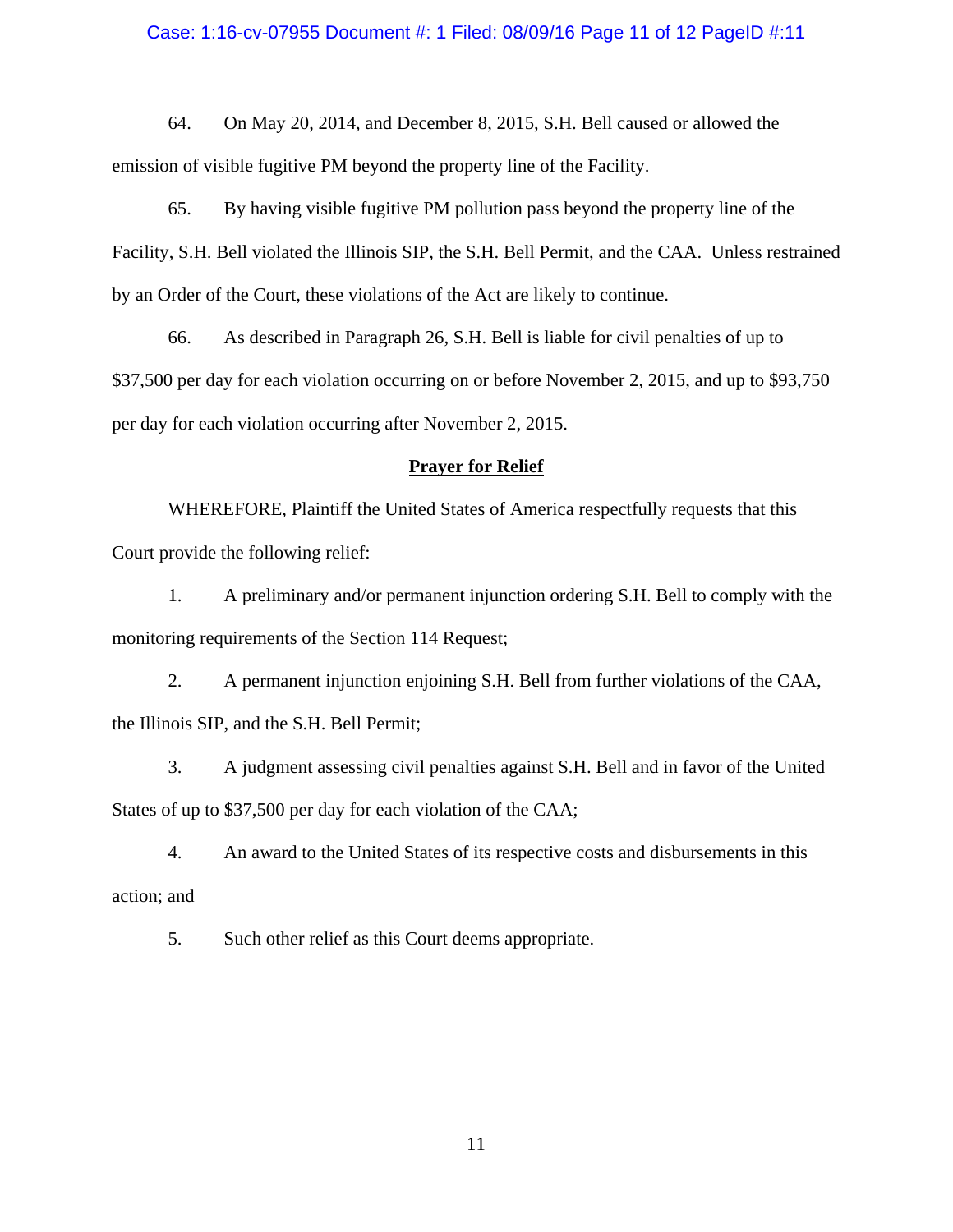64. On May 20, 2014, and December 8, 2015, S.H. Bell caused or allowed the emission of visible fugitive PM beyond the property line of the Facility.

65. By having visible fugitive PM pollution pass beyond the property line of the Facility, S.H. Bell violated the Illinois SIP, the S.H. Bell Permit, and the CAA. Unless restrained by an Order of the Court, these violations of the Act are likely to continue.

66. As described in Paragraph 26, S.H. Bell is liable for civil penalties of up to $37,500 per day for each violation occurring on or before November 2, 2015, and up to $93,750 per day for each violation occurring after November 2, 2015.

## **Prayer for Relief**

WHEREFORE, Plaintiff the United States of America respectfully requests that this Court provide the following relief:

1. A preliminary and/or permanent injunction ordering S.H. Bell to comply with the monitoring requirements of the Section 114 Request;

2. A permanent injunction enjoining S.H. Bell from further violations of the CAA, the Illinois SIP, and the S.H. Bell Permit;

3. A judgment assessing civil penalties against S.H. Bell and in favor of the United States of up to $37,500 per day for each violation of the CAA;

4. An award to the United States of its respective costs and disbursements in this action; and

5. Such other relief as this Court deems appropriate.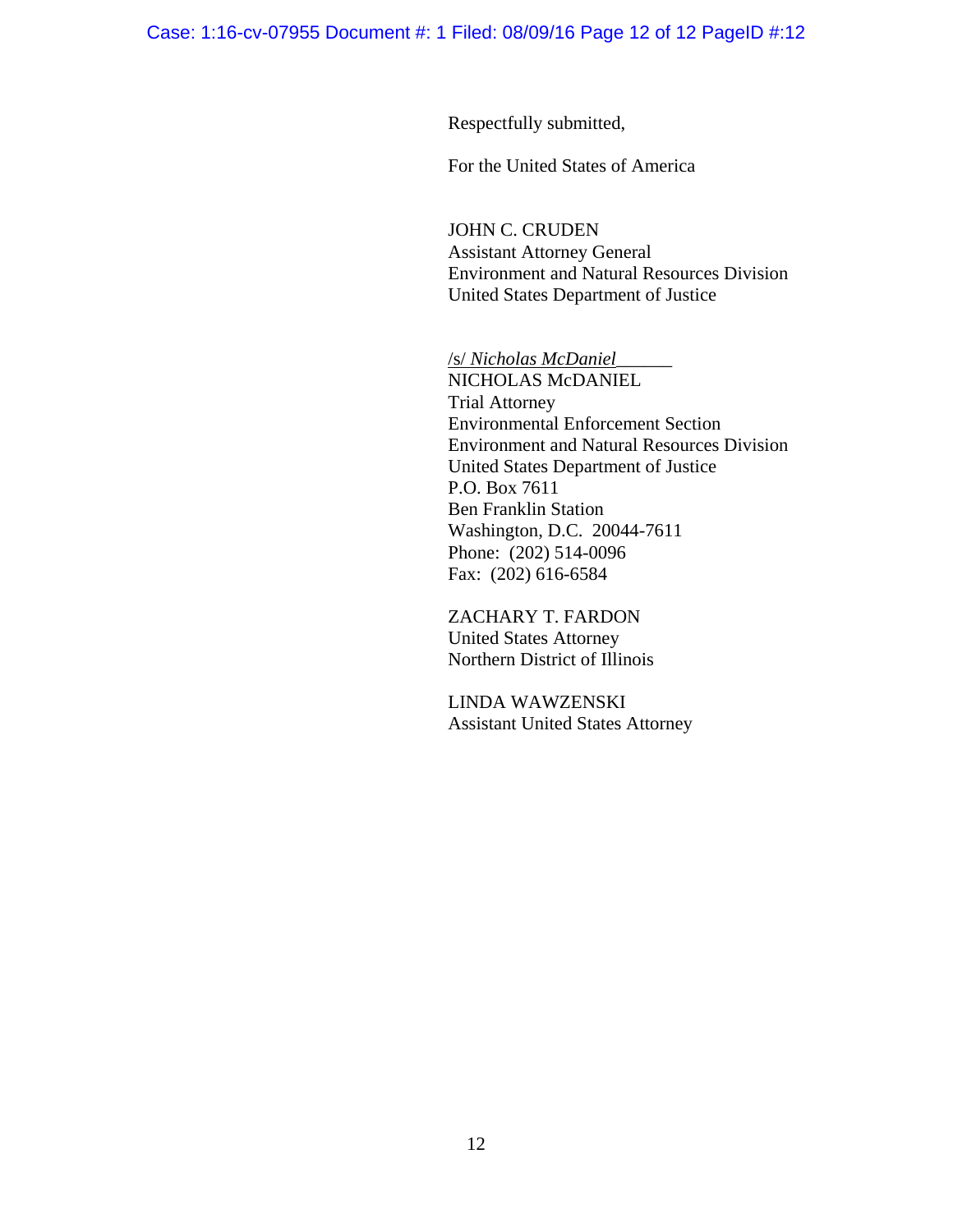Respectfully submitted,

For the United States of America

JOHN C. CRUDEN
Assistant Attorney General
Environment and Natural Resources Division
United States Department of Justice

/s/ *Nicholas McDaniel*______
NICHOLAS McDANIEL
Trial Attorney
Environmental Enforcement Section
Environment and Natural Resources Division
United States Department of Justice
P.O. Box 7611
Ben Franklin Station
Washington, D.C. 20044-7611
Phone: (202) 514-0096
Fax: (202) 616-6584

ZACHARY T. FARDON
United States Attorney
Northern District of Illinois

LINDA WAWZENSKI
Assistant United States Attorney